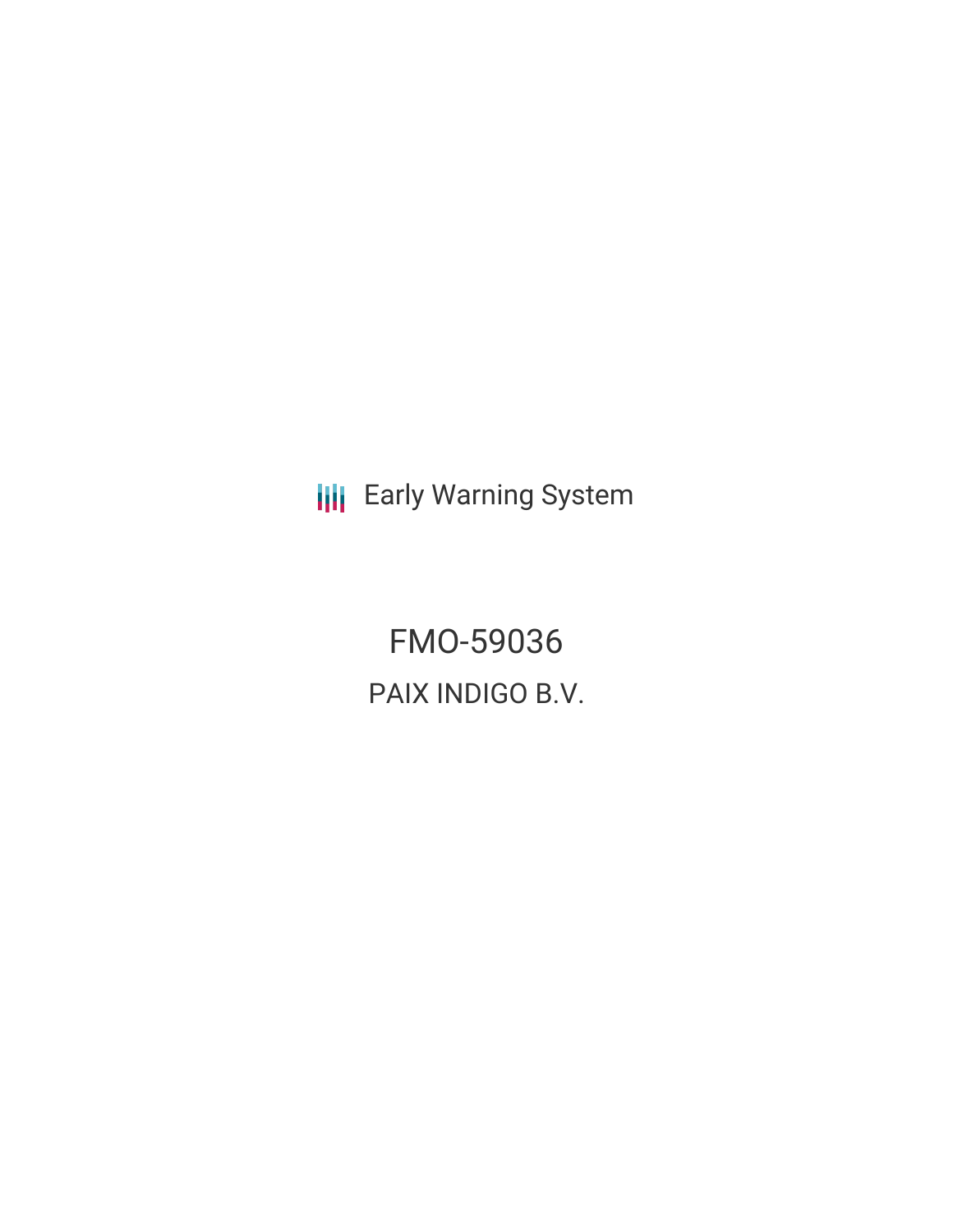Early Warning System

# FMO-59036

## PAIX INDIGO B.V.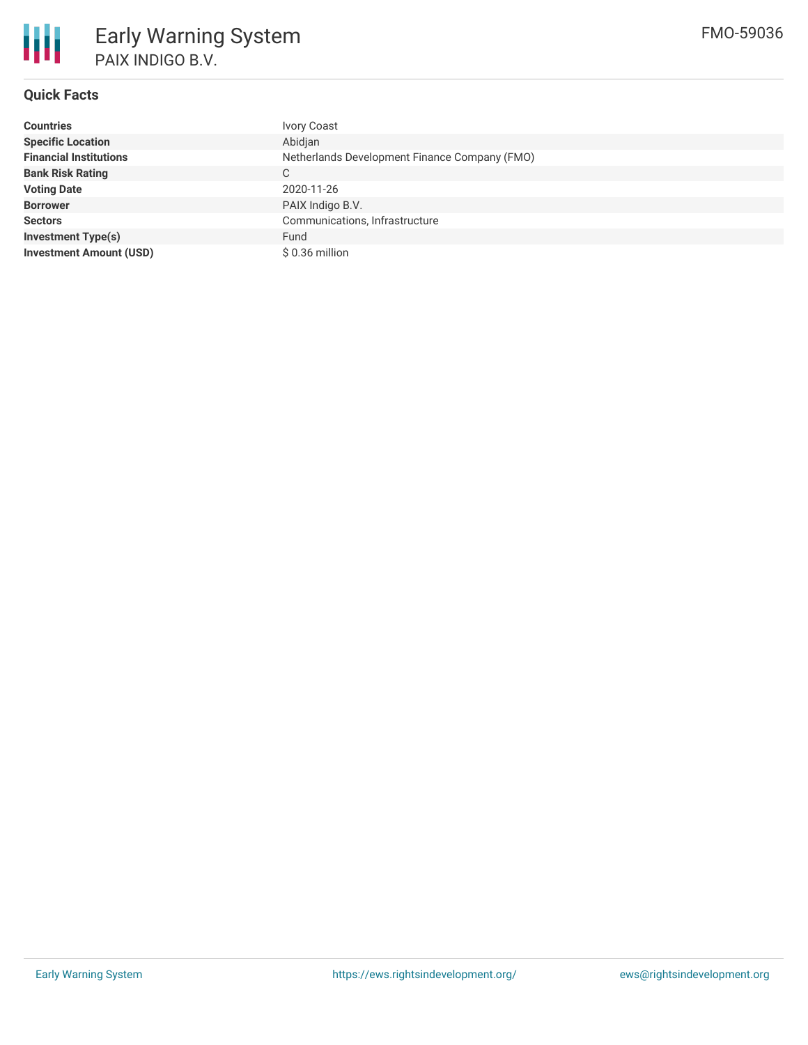# Early Warning System

PAIX INDIGO B.V.

FMO-59036

## Quick Facts

| | |
|---|---|
| **Countries** | Ivory Coast |
| **Specific Location** | Abidjan |
| **Financial Institutions** | Netherlands Development Finance Company (FMO) |
| **Bank Risk Rating** | C |
| **Voting Date** | 2020-11-26 |
| **Borrower** | PAIX Indigo B.V. |
| **Sectors** | Communications, Infrastructure |
| **Investment Type(s)** | Fund |
| **Investment Amount (USD)** | $ 0.36 million |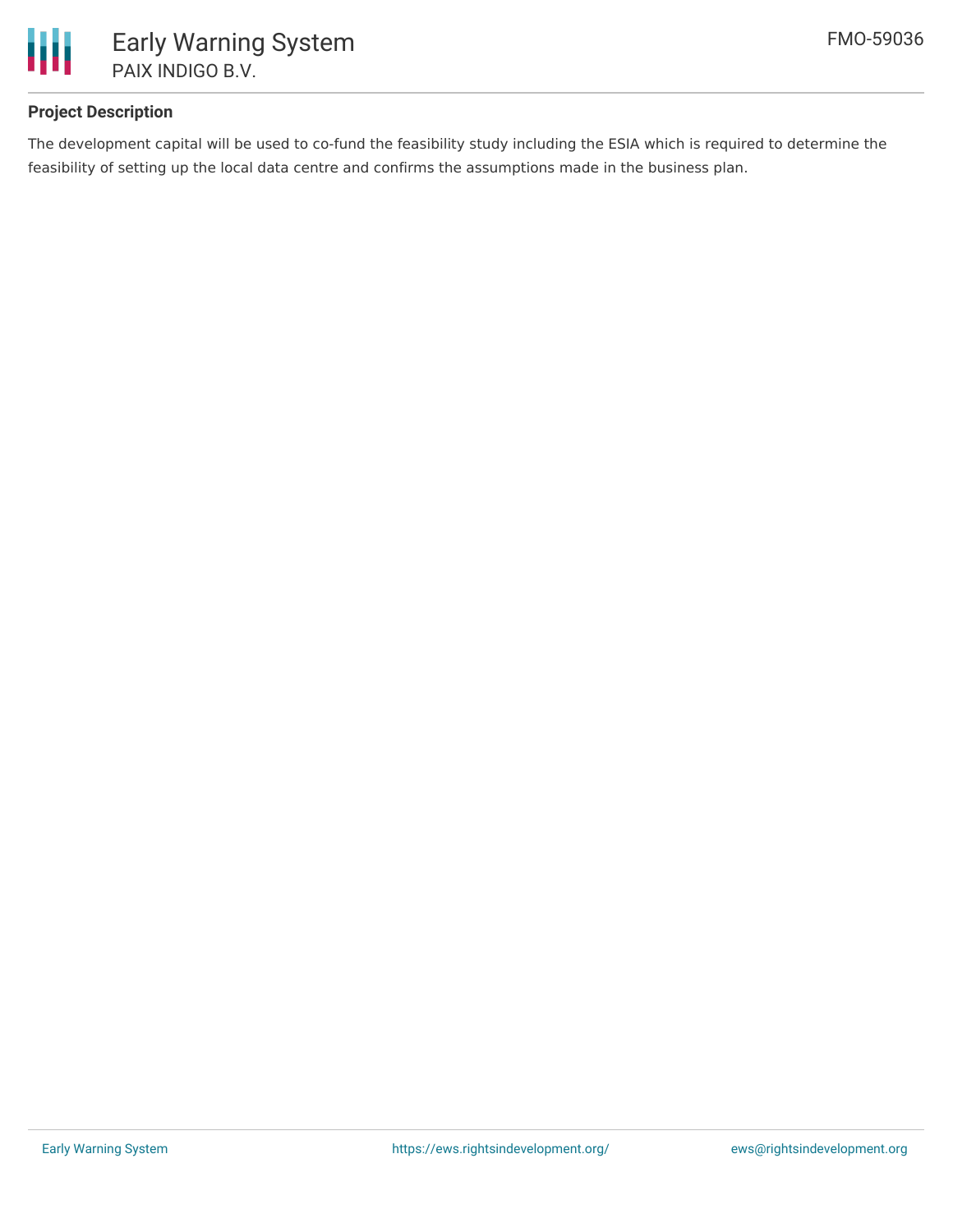## Project Description

The development capital will be used to co-fund the feasibility study including the ESIA which is required to determine the feasibility of setting up the local data centre and confirms the assumptions made in the business plan.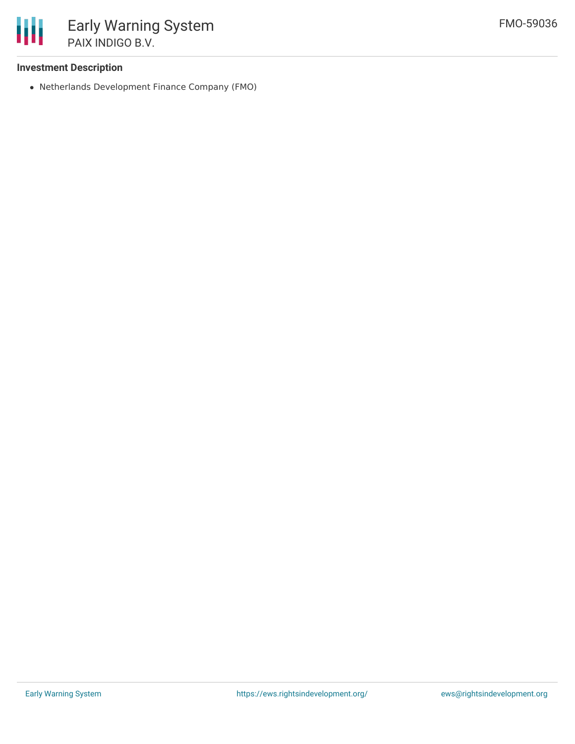### Investment Description

- Netherlands Development Finance Company (FMO)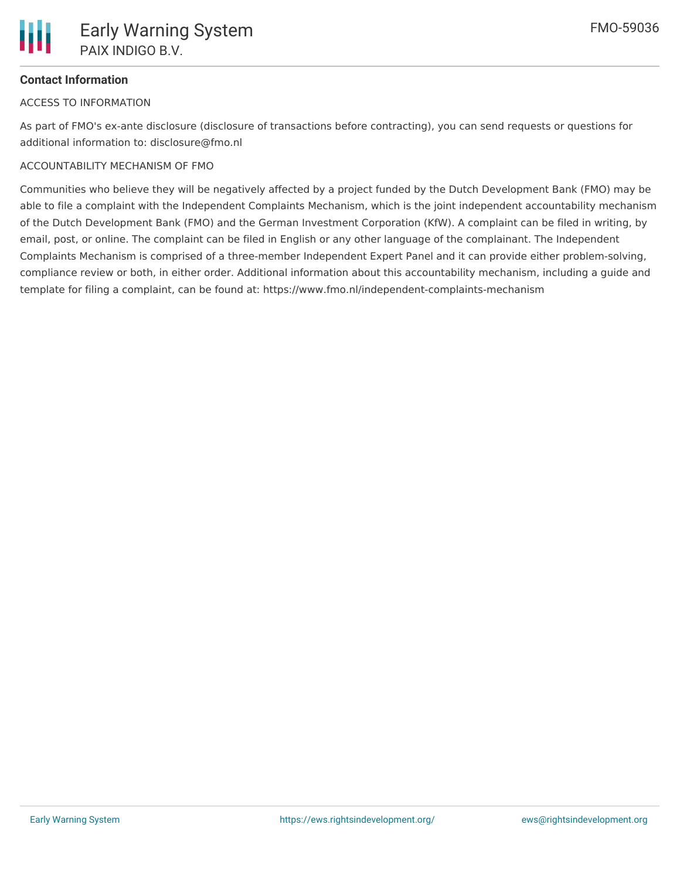**Contact Information**

ACCESS TO INFORMATION

As part of FMO's ex-ante disclosure (disclosure of transactions before contracting), you can send requests or questions for additional information to: disclosure@fmo.nl

ACCOUNTABILITY MECHANISM OF FMO

Communities who believe they will be negatively affected by a project funded by the Dutch Development Bank (FMO) may be able to file a complaint with the Independent Complaints Mechanism, which is the joint independent accountability mechanism of the Dutch Development Bank (FMO) and the German Investment Corporation (KfW). A complaint can be filed in writing, by email, post, or online. The complaint can be filed in English or any other language of the complainant. The Independent Complaints Mechanism is comprised of a three-member Independent Expert Panel and it can provide either problem-solving, compliance review or both, in either order. Additional information about this accountability mechanism, including a guide and template for filing a complaint, can be found at: https://www.fmo.nl/independent-complaints-mechanism